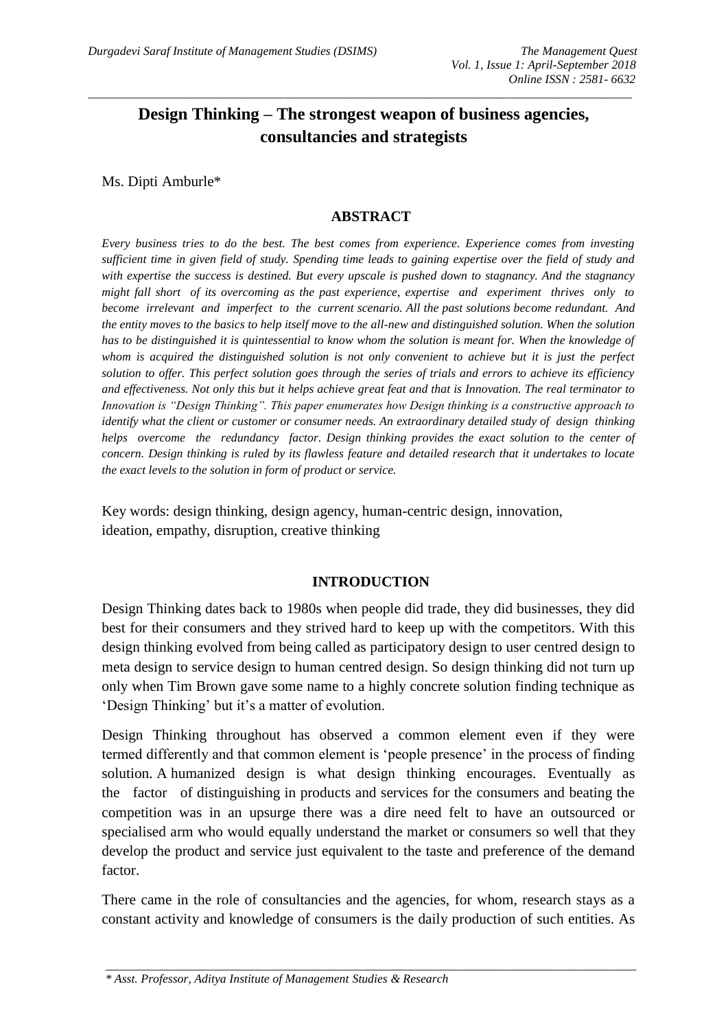# Design Thinking – The strongest weapon of business agencies, consultancies and strategists

Ms. Dipti Amburle*

## ABSTRACT

*Every business tries to do the best. The best comes from experience. Experience comes from investing sufficient time in given field of study. Spending time leads to gaining expertise over the field of study and with expertise the success is destined. But every upscale is pushed down to stagnancy. And the stagnancy might fall short of its overcoming as the past experience, expertise and experiment thrives only to become irrelevant and imperfect to the current scenario. All the past solutions become redundant. And the entity moves to the basics to help itself move to the all-new and distinguished solution. When the solution has to be distinguished it is quintessential to know whom the solution is meant for. When the knowledge of whom is acquired the distinguished solution is not only convenient to achieve but it is just the perfect solution to offer. This perfect solution goes through the series of trials and errors to achieve its efficiency and effectiveness. Not only this but it helps achieve great feat and that is Innovation. The real terminator to Innovation is "Design Thinking". This paper enumerates how Design thinking is a constructive approach to identify what the client or customer or consumer needs. An extraordinary detailed study of design thinking helps overcome the redundancy factor. Design thinking provides the exact solution to the center of concern. Design thinking is ruled by its flawless feature and detailed research that it undertakes to locate the exact levels to the solution in form of product or service.*

Key words: design thinking, design agency, human-centric design, innovation, ideation, empathy, disruption, creative thinking

## INTRODUCTION

Design Thinking dates back to 1980s when people did trade, they did businesses, they did best for their consumers and they strived hard to keep up with the competitors. With this design thinking evolved from being called as participatory design to user centred design to meta design to service design to human centred design. So design thinking did not turn up only when Tim Brown gave some name to a highly concrete solution finding technique as 'Design Thinking' but it's a matter of evolution.

Design Thinking throughout has observed a common element even if they were termed differently and that common element is 'people presence' in the process of finding solution. A humanized design is what design thinking encourages. Eventually as the factor of distinguishing in products and services for the consumers and beating the competition was in an upsurge there was a dire need felt to have an outsourced or specialised arm who would equally understand the market or consumers so well that they develop the product and service just equivalent to the taste and preference of the demand factor.

There came in the role of consultancies and the agencies, for whom, research stays as a constant activity and knowledge of consumers is the daily production of such entities. As

*\* Asst. Professor, Aditya Institute of Management Studies & Research*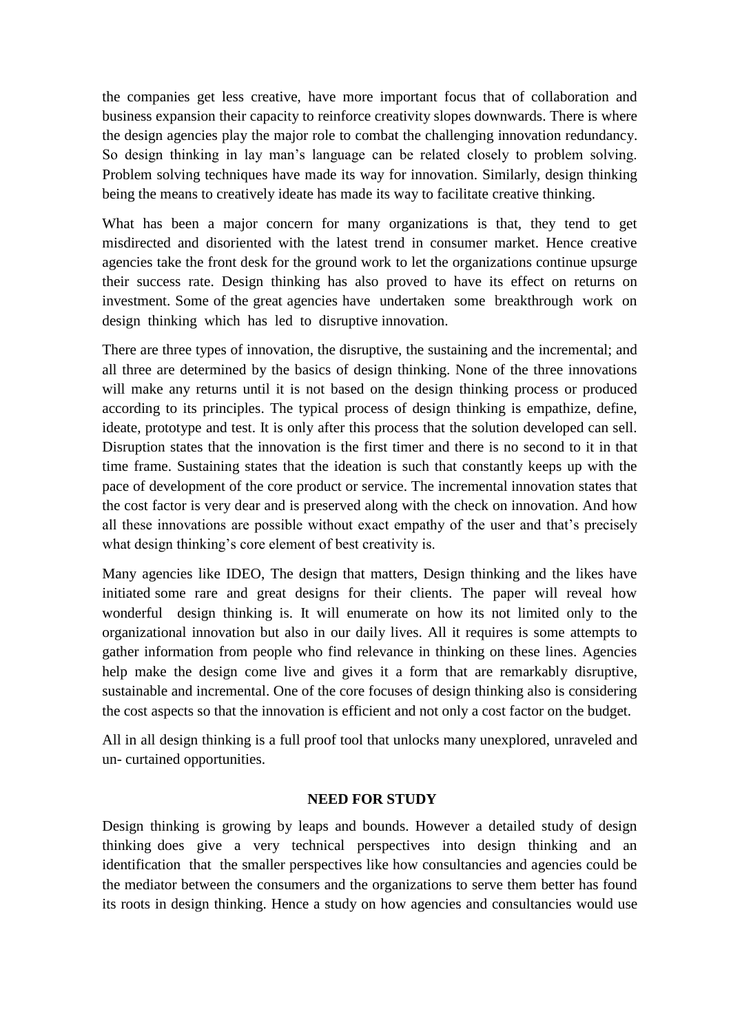the companies get less creative, have more important focus that of collaboration and business expansion their capacity to reinforce creativity slopes downwards. There is where the design agencies play the major role to combat the challenging innovation redundancy. So design thinking in lay man's language can be related closely to problem solving. Problem solving techniques have made its way for innovation. Similarly, design thinking being the means to creatively ideate has made its way to facilitate creative thinking.

What has been a major concern for many organizations is that, they tend to get misdirected and disoriented with the latest trend in consumer market. Hence creative agencies take the front desk for the ground work to let the organizations continue upsurge their success rate. Design thinking has also proved to have its effect on returns on investment. Some of the great agencies have undertaken some breakthrough work on design thinking which has led to disruptive innovation.

There are three types of innovation, the disruptive, the sustaining and the incremental; and all three are determined by the basics of design thinking. None of the three innovations will make any returns until it is not based on the design thinking process or produced according to its principles. The typical process of design thinking is empathize, define, ideate, prototype and test. It is only after this process that the solution developed can sell. Disruption states that the innovation is the first timer and there is no second to it in that time frame. Sustaining states that the ideation is such that constantly keeps up with the pace of development of the core product or service. The incremental innovation states that the cost factor is very dear and is preserved along with the check on innovation. And how all these innovations are possible without exact empathy of the user and that's precisely what design thinking's core element of best creativity is.

Many agencies like IDEO, The design that matters, Design thinking and the likes have initiated some rare and great designs for their clients. The paper will reveal how wonderful design thinking is. It will enumerate on how its not limited only to the organizational innovation but also in our daily lives. All it requires is some attempts to gather information from people who find relevance in thinking on these lines. Agencies help make the design come live and gives it a form that are remarkably disruptive, sustainable and incremental. One of the core focuses of design thinking also is considering the cost aspects so that the innovation is efficient and not only a cost factor on the budget.

All in all design thinking is a full proof tool that unlocks many unexplored, unraveled and un- curtained opportunities.

## NEED FOR STUDY

Design thinking is growing by leaps and bounds. However a detailed study of design thinking does give a very technical perspectives into design thinking and an identification that the smaller perspectives like how consultancies and agencies could be the mediator between the consumers and the organizations to serve them better has found its roots in design thinking. Hence a study on how agencies and consultancies would use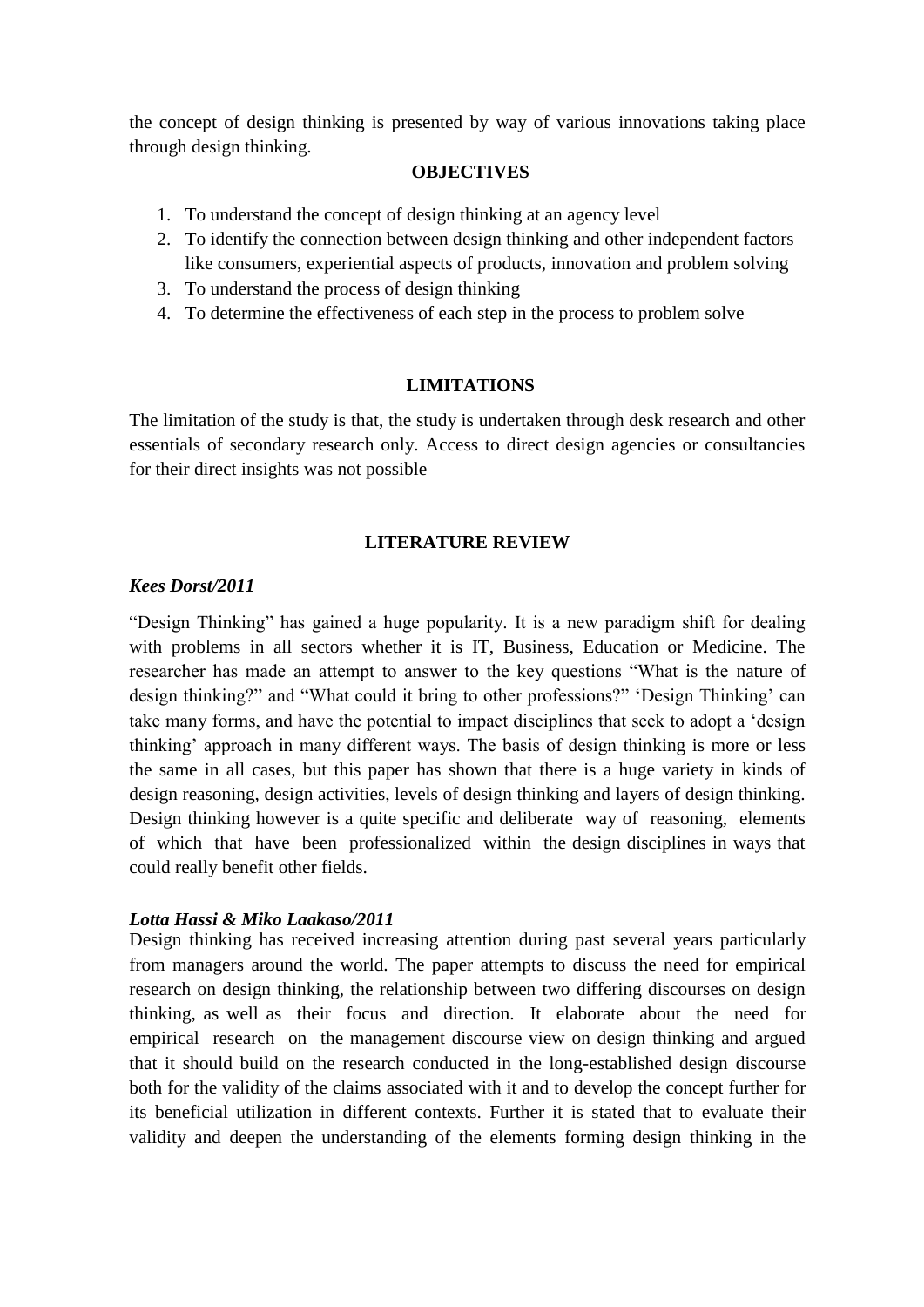the concept of design thinking is presented by way of various innovations taking place through design thinking.

## OBJECTIVES

1. To understand the concept of design thinking at an agency level
2. To identify the connection between design thinking and other independent factors like consumers, experiential aspects of products, innovation and problem solving
3. To understand the process of design thinking
4. To determine the effectiveness of each step in the process to problem solve

## LIMITATIONS

The limitation of the study is that, the study is undertaken through desk research and other essentials of secondary research only. Access to direct design agencies or consultancies for their direct insights was not possible

## LITERATURE REVIEW

### *Kees Dorst/2011*

"Design Thinking" has gained a huge popularity. It is a new paradigm shift for dealing with problems in all sectors whether it is IT, Business, Education or Medicine. The researcher has made an attempt to answer to the key questions "What is the nature of design thinking?" and "What could it bring to other professions?" 'Design Thinking' can take many forms, and have the potential to impact disciplines that seek to adopt a 'design thinking' approach in many different ways. The basis of design thinking is more or less the same in all cases, but this paper has shown that there is a huge variety in kinds of design reasoning, design activities, levels of design thinking and layers of design thinking. Design thinking however is a quite specific and deliberate way of reasoning, elements of which that have been professionalized within the design disciplines in ways that could really benefit other fields.

### *Lotta Hassi & Miko Laakaso/2011*

Design thinking has received increasing attention during past several years particularly from managers around the world. The paper attempts to discuss the need for empirical research on design thinking, the relationship between two differing discourses on design thinking, as well as their focus and direction. It elaborate about the need for empirical research on the management discourse view on design thinking and argued that it should build on the research conducted in the long-established design discourse both for the validity of the claims associated with it and to develop the concept further for its beneficial utilization in different contexts. Further it is stated that to evaluate their validity and deepen the understanding of the elements forming design thinking in the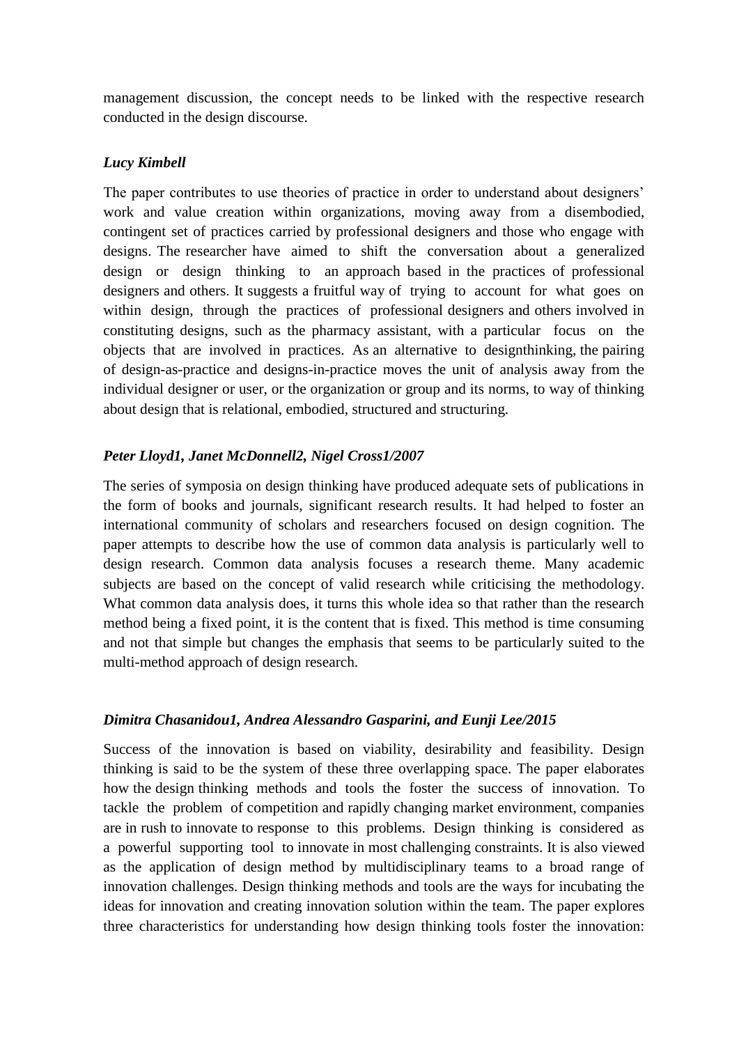management discussion, the concept needs to be linked with the respective research conducted in the design discourse.

### *Lucy Kimbell*

The paper contributes to use theories of practice in order to understand about designers' work and value creation within organizations, moving away from a disembodied, contingent set of practices carried by professional designers and those who engage with designs. The researcher have aimed to shift the conversation about a generalized design or design thinking to an approach based in the practices of professional designers and others. It suggests a fruitful way of trying to account for what goes on within design, through the practices of professional designers and others involved in constituting designs, such as the pharmacy assistant, with a particular focus on the objects that are involved in practices. As an alternative to designthinking, the pairing of design-as-practice and designs-in-practice moves the unit of analysis away from the individual designer or user, or the organization or group and its norms, to way of thinking about design that is relational, embodied, structured and structuring.

### *Peter Lloyd1, Janet McDonnell2, Nigel Cross1/2007*

The series of symposia on design thinking have produced adequate sets of publications in the form of books and journals, significant research results. It had helped to foster an international community of scholars and researchers focused on design cognition. The paper attempts to describe how the use of common data analysis is particularly well to design research. Common data analysis focuses a research theme. Many academic subjects are based on the concept of valid research while criticising the methodology. What common data analysis does, it turns this whole idea so that rather than the research method being a fixed point, it is the content that is fixed. This method is time consuming and not that simple but changes the emphasis that seems to be particularly suited to the multi-method approach of design research.

### *Dimitra Chasanidou1, Andrea Alessandro Gasparini, and Eunji Lee/2015*

Success of the innovation is based on viability, desirability and feasibility. Design thinking is said to be the system of these three overlapping space. The paper elaborates how the design thinking methods and tools the foster the success of innovation. To tackle the problem of competition and rapidly changing market environment, companies are in rush to innovate to response to this problems. Design thinking is considered as a powerful supporting tool to innovate in most challenging constraints. It is also viewed as the application of design method by multidisciplinary teams to a broad range of innovation challenges. Design thinking methods and tools are the ways for incubating the ideas for innovation and creating innovation solution within the team. The paper explores three characteristics for understanding how design thinking tools foster the innovation: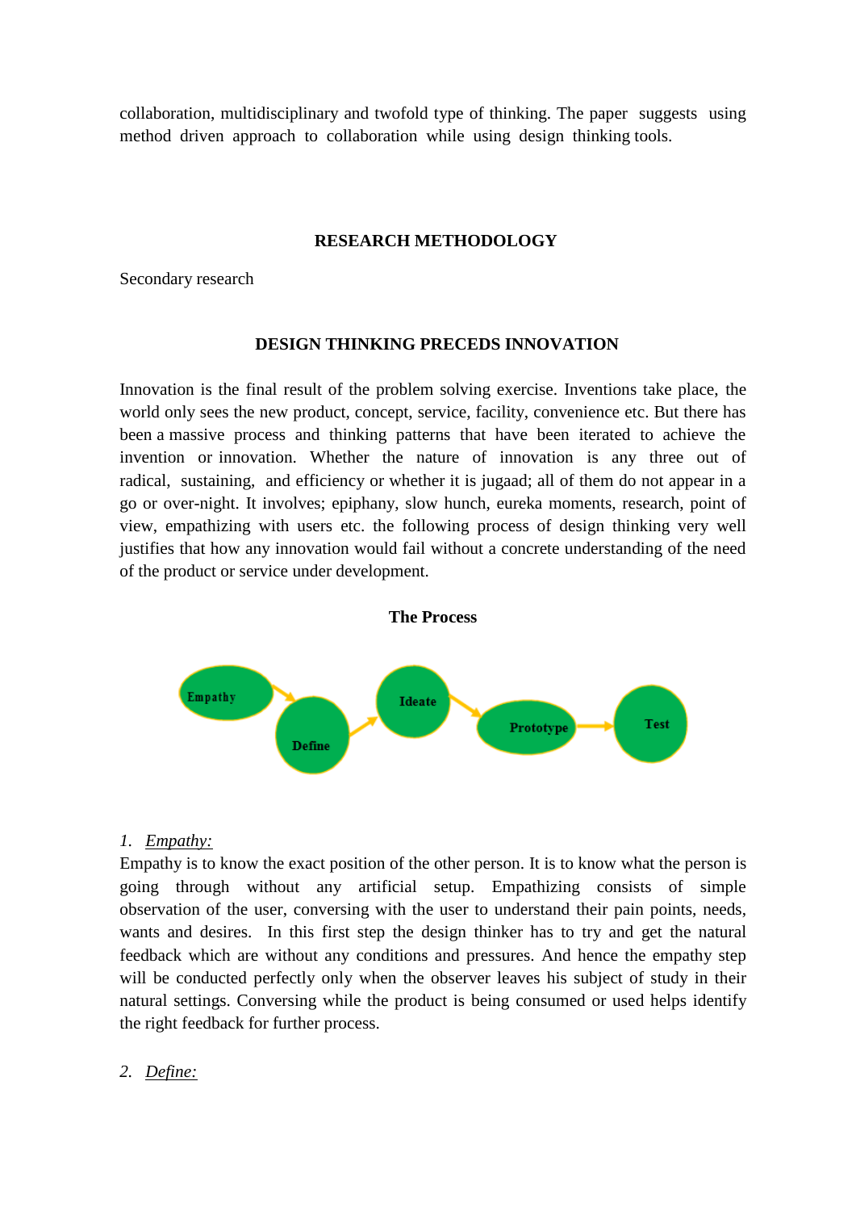collaboration, multidisciplinary and twofold type of thinking. The paper suggests using method driven approach to collaboration while using design thinking tools.

## RESEARCH METHODOLOGY

Secondary research

## DESIGN THINKING PRECEDS INNOVATION

Innovation is the final result of the problem solving exercise. Inventions take place, the world only sees the new product, concept, service, facility, convenience etc. But there has been a massive process and thinking patterns that have been iterated to achieve the invention or innovation. Whether the nature of innovation is any three out of radical, sustaining, and efficiency or whether it is jugaad; all of them do not appear in a go or over-night. It involves; epiphany, slow hunch, eureka moments, research, point of view, empathizing with users etc. the following process of design thinking very well justifies that how any innovation would fail without a concrete understanding of the need of the product or service under development.

### The Process

Empathy → Define → Ideate → Prototype → Test

1. *Empathy:*

Empathy is to know the exact position of the other person. It is to know what the person is going through without any artificial setup. Empathizing consists of simple observation of the user, conversing with the user to understand their pain points, needs, wants and desires. In this first step the design thinker has to try and get the natural feedback which are without any conditions and pressures. And hence the empathy step will be conducted perfectly only when the observer leaves his subject of study in their natural settings. Conversing while the product is being consumed or used helps identify the right feedback for further process.

2. *Define:*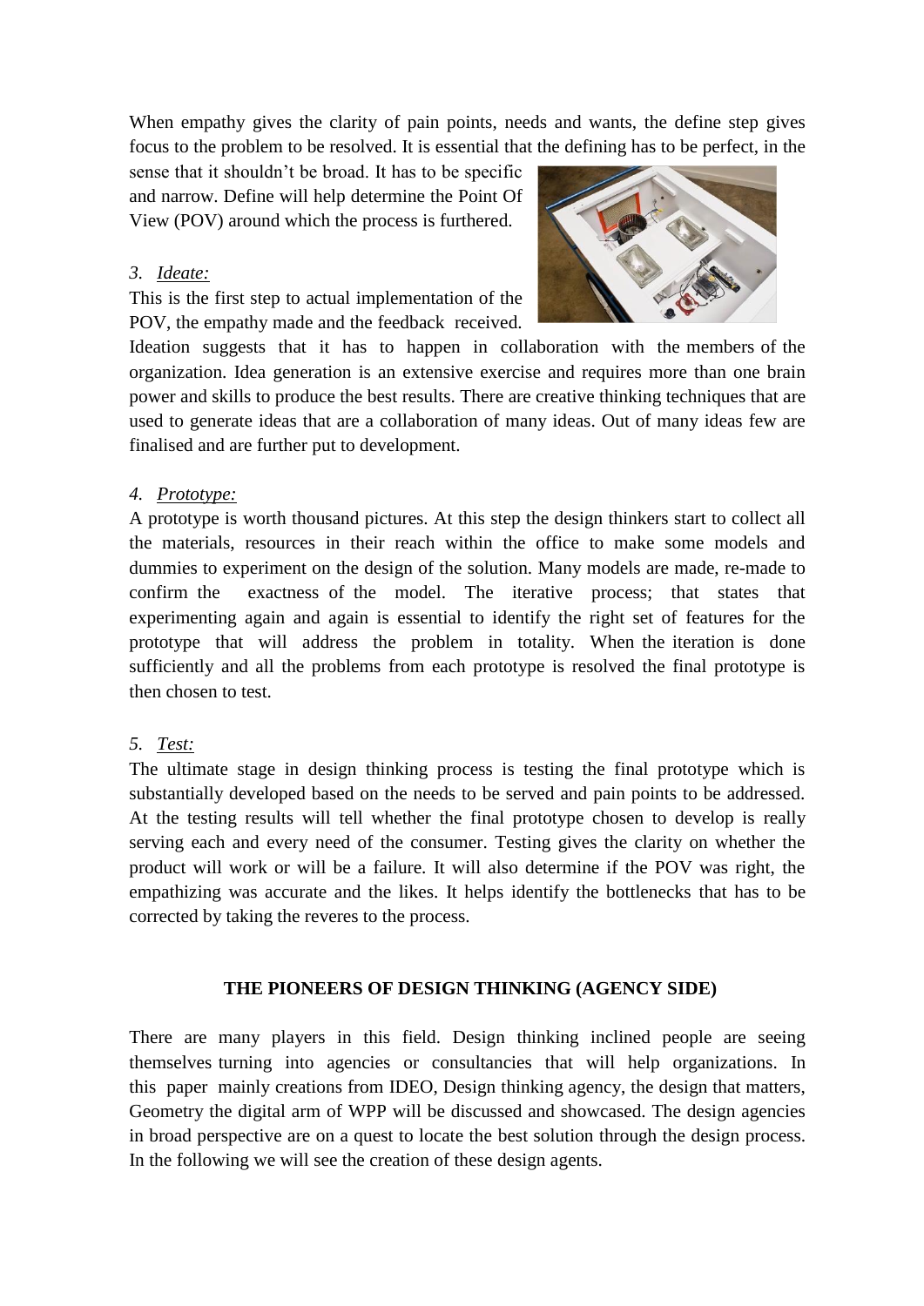When empathy gives the clarity of pain points, needs and wants, the define step gives focus to the problem to be resolved. It is essential that the defining has to be perfect, in the sense that it shouldn't be broad. It has to be specific and narrow. Define will help determine the Point Of View (POV) around which the process is furthered.

3. *Ideate:*

This is the first step to actual implementation of the POV, the empathy made and the feedback received. Ideation suggests that it has to happen in collaboration with the members of the organization. Idea generation is an extensive exercise and requires more than one brain power and skills to produce the best results. There are creative thinking techniques that are used to generate ideas that are a collaboration of many ideas. Out of many ideas few are finalised and are further put to development.

4. *Prototype:*

A prototype is worth thousand pictures. At this step the design thinkers start to collect all the materials, resources in their reach within the office to make some models and dummies to experiment on the design of the solution. Many models are made, re-made to confirm the exactness of the model. The iterative process; that states that experimenting again and again is essential to identify the right set of features for the prototype that will address the problem in totality. When the iteration is done sufficiently and all the problems from each prototype is resolved the final prototype is then chosen to test.

5. *Test:*

The ultimate stage in design thinking process is testing the final prototype which is substantially developed based on the needs to be served and pain points to be addressed. At the testing results will tell whether the final prototype chosen to develop is really serving each and every need of the consumer. Testing gives the clarity on whether the product will work or will be a failure. It will also determine if the POV was right, the empathizing was accurate and the likes. It helps identify the bottlenecks that has to be corrected by taking the reveres to the process.

## THE PIONEERS OF DESIGN THINKING (AGENCY SIDE)

There are many players in this field. Design thinking inclined people are seeing themselves turning into agencies or consultancies that will help organizations. In this paper mainly creations from IDEO, Design thinking agency, the design that matters, Geometry the digital arm of WPP will be discussed and showcased. The design agencies in broad perspective are on a quest to locate the best solution through the design process. In the following we will see the creation of these design agents.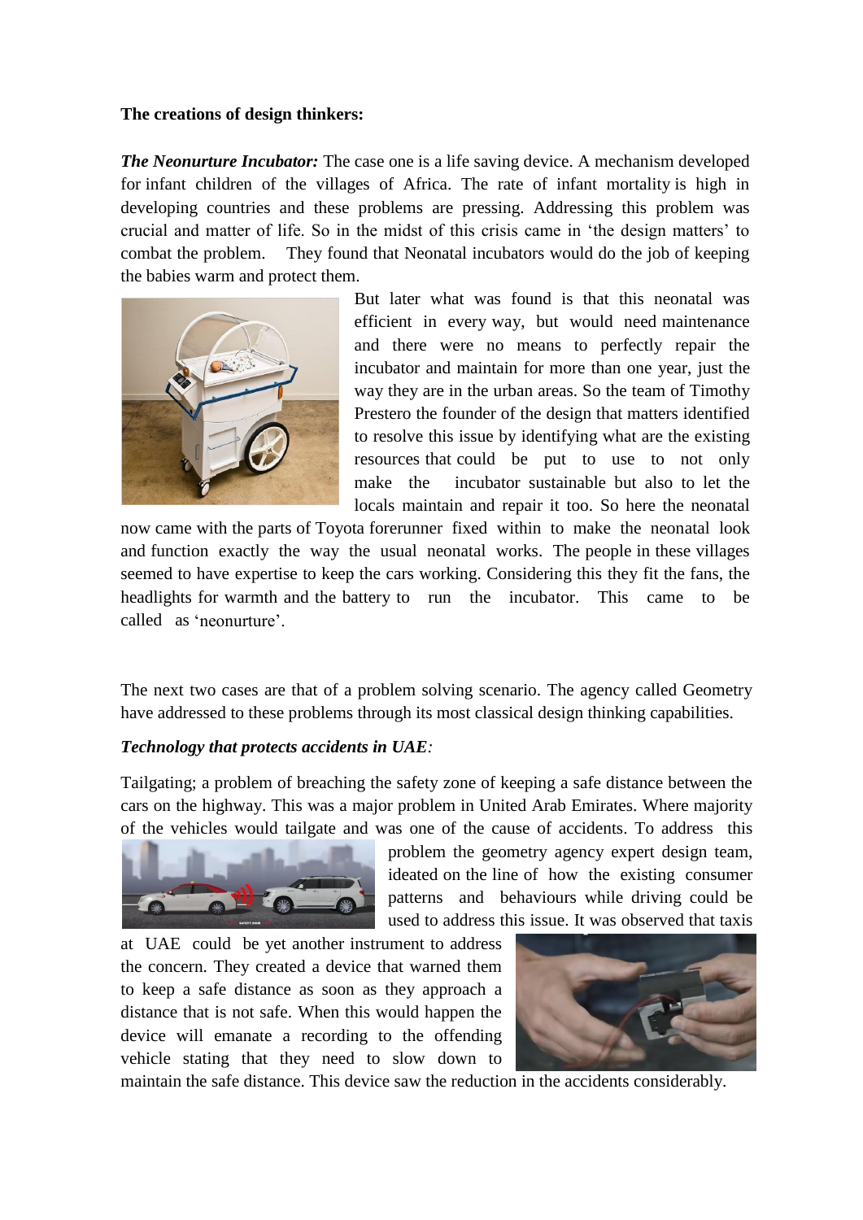**The creations of design thinkers:**

***The Neonurture Incubator:*** The case one is a life saving device. A mechanism developed for infant children of the villages of Africa. The rate of infant mortality is high in developing countries and these problems are pressing. Addressing this problem was crucial and matter of life. So in the midst of this crisis came in 'the design matters' to combat the problem. They found that Neonatal incubators would do the job of keeping the babies warm and protect them.

But later what was found is that this neonatal was efficient in every way, but would need maintenance and there were no means to perfectly repair the incubator and maintain for more than one year, just the way they are in the urban areas. So the team of Timothy Prestero the founder of the design that matters identified to resolve this issue by identifying what are the existing resources that could be put to use to not only make the incubator sustainable but also to let the locals maintain and repair it too. So here the neonatal now came with the parts of Toyota forerunner fixed within to make the neonatal look and function exactly the way the usual neonatal works. The people in these villages seemed to have expertise to keep the cars working. Considering this they fit the fans, the headlights for warmth and the battery to run the incubator. This came to be called as 'neonurture'.

The next two cases are that of a problem solving scenario. The agency called Geometry have addressed to these problems through its most classical design thinking capabilities.

***Technology that protects accidents in UAE:***

Tailgating; a problem of breaching the safety zone of keeping a safe distance between the cars on the highway. This was a major problem in United Arab Emirates. Where majority of the vehicles would tailgate and was one of the cause of accidents. To address this problem the geometry agency expert design team, ideated on the line of how the existing consumer patterns and behaviours while driving could be used to address this issue. It was observed that taxis at UAE could be yet another instrument to address the concern. They created a device that warned them to keep a safe distance as soon as they approach a distance that is not safe. When this would happen the device will emanate a recording to the offending vehicle stating that they need to slow down to maintain the safe distance. This device saw the reduction in the accidents considerably.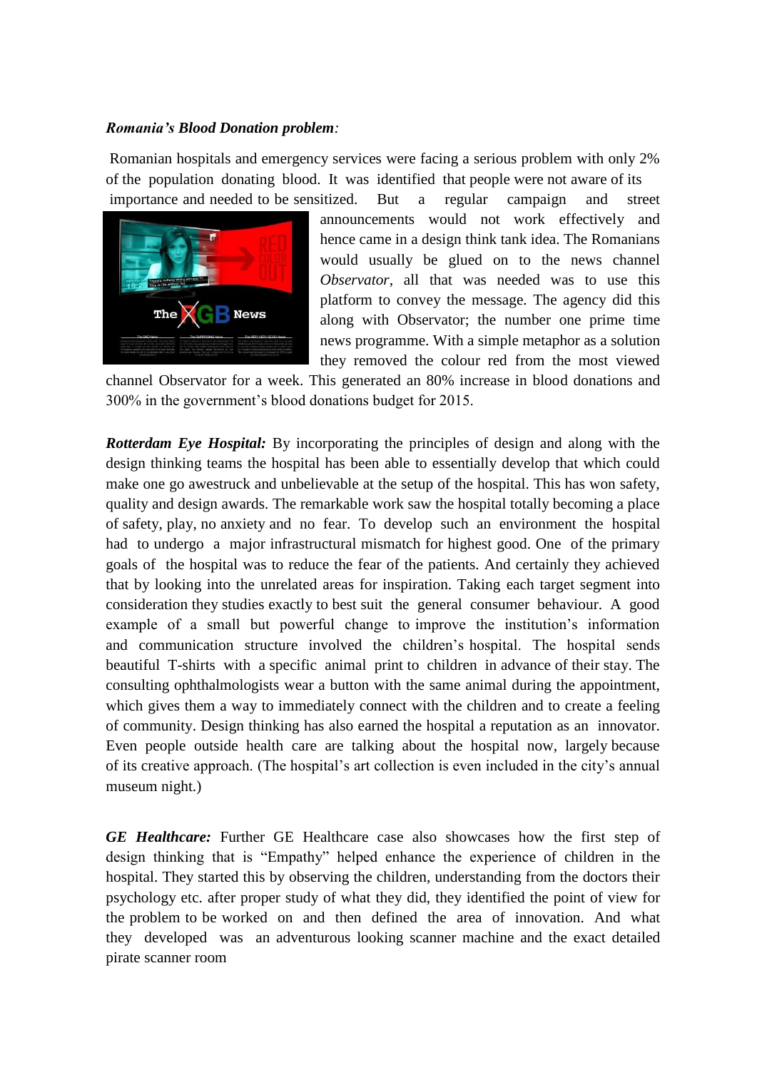***Romania's Blood Donation problem:***

Romanian hospitals and emergency services were facing a serious problem with only 2% of the population donating blood. It was identified that people were not aware of its importance and needed to be sensitized. But a regular campaign and street announcements would not work effectively and hence came in a design think tank idea. The Romanians would usually be glued on to the news channel *Observator*, all that was needed was to use this platform to convey the message. The agency did this along with Observator; the number one prime time news programme. With a simple metaphor as a solution they removed the colour red from the most viewed channel Observator for a week. This generated an 80% increase in blood donations and 300% in the government's blood donations budget for 2015.

***Rotterdam Eye Hospital:*** By incorporating the principles of design and along with the design thinking teams the hospital has been able to essentially develop that which could make one go awestruck and unbelievable at the setup of the hospital. This has won safety, quality and design awards. The remarkable work saw the hospital totally becoming a place of safety, play, no anxiety and no fear. To develop such an environment the hospital had to undergo a major infrastructural mismatch for highest good. One of the primary goals of the hospital was to reduce the fear of the patients. And certainly they achieved that by looking into the unrelated areas for inspiration. Taking each target segment into consideration they studies exactly to best suit the general consumer behaviour. A good example of a small but powerful change to improve the institution's information and communication structure involved the children's hospital. The hospital sends beautiful T-shirts with a specific animal print to children in advance of their stay. The consulting ophthalmologists wear a button with the same animal during the appointment, which gives them a way to immediately connect with the children and to create a feeling of community. Design thinking has also earned the hospital a reputation as an innovator. Even people outside health care are talking about the hospital now, largely because of its creative approach. (The hospital's art collection is even included in the city's annual museum night.)

***GE Healthcare:*** Further GE Healthcare case also showcases how the first step of design thinking that is "Empathy" helped enhance the experience of children in the hospital. They started this by observing the children, understanding from the doctors their psychology etc. after proper study of what they did, they identified the point of view for the problem to be worked on and then defined the area of innovation. And what they developed was an adventurous looking scanner machine and the exact detailed pirate scanner room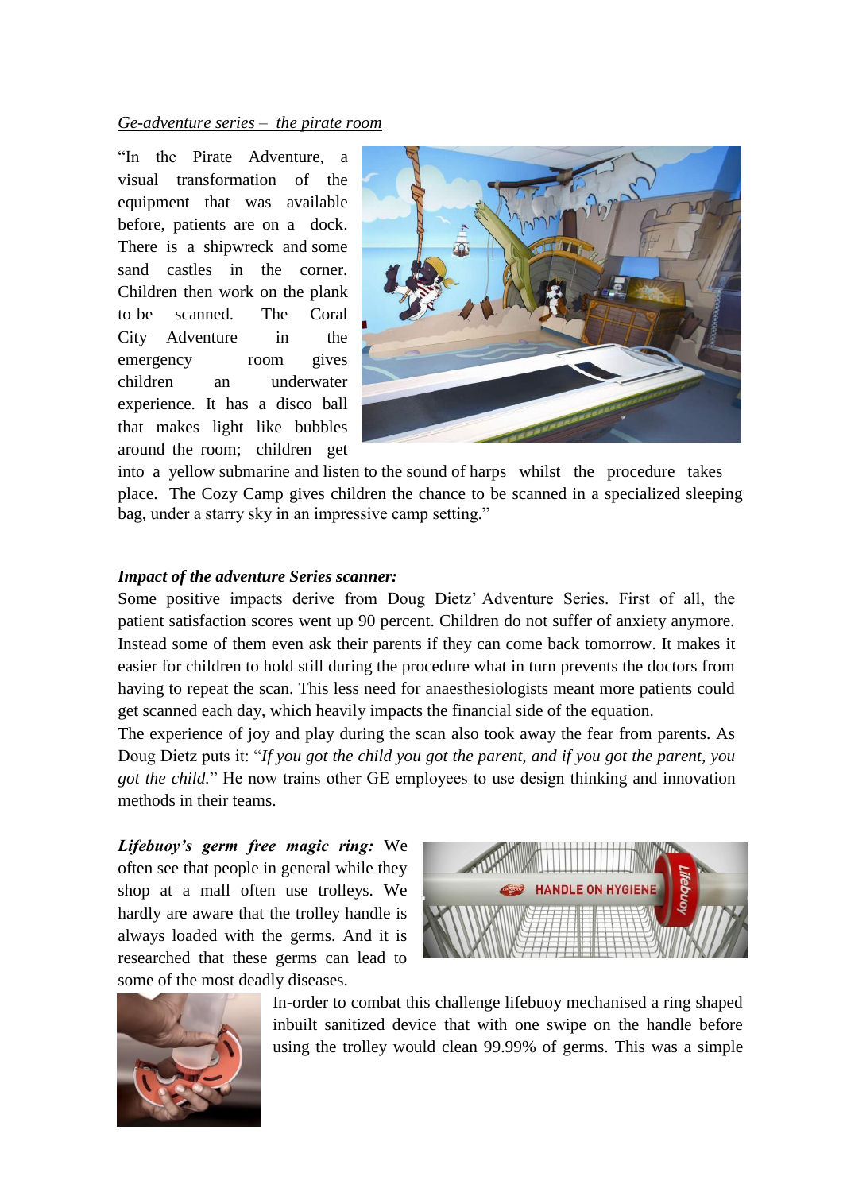*Ge-adventure series – the pirate room*

"In the Pirate Adventure, a visual transformation of the equipment that was available before, patients are on a dock. There is a shipwreck and some sand castles in the corner. Children then work on the plank to be scanned. The Coral City Adventure in the emergency room gives children an underwater experience. It has a disco ball that makes light like bubbles around the room; children get into a yellow submarine and listen to the sound of harps whilst the procedure takes place. The Cozy Camp gives children the chance to be scanned in a specialized sleeping bag, under a starry sky in an impressive camp setting."

***Impact of the adventure Series scanner:***

Some positive impacts derive from Doug Dietz' Adventure Series. First of all, the patient satisfaction scores went up 90 percent. Children do not suffer of anxiety anymore. Instead some of them even ask their parents if they can come back tomorrow. It makes it easier for children to hold still during the procedure what in turn prevents the doctors from having to repeat the scan. This less need for anaesthesiologists meant more patients could get scanned each day, which heavily impacts the financial side of the equation.

The experience of joy and play during the scan also took away the fear from parents. As Doug Dietz puts it: "*If you got the child you got the parent, and if you got the parent, you got the child.*" He now trains other GE employees to use design thinking and innovation methods in their teams.

***Lifebuoy's germ free magic ring:*** We often see that people in general while they shop at a mall often use trolleys. We hardly are aware that the trolley handle is always loaded with the germs. And it is researched that these germs can lead to some of the most deadly diseases.

In-order to combat this challenge lifebuoy mechanised a ring shaped inbuilt sanitized device that with one swipe on the handle before using the trolley would clean 99.99% of germs. This was a simple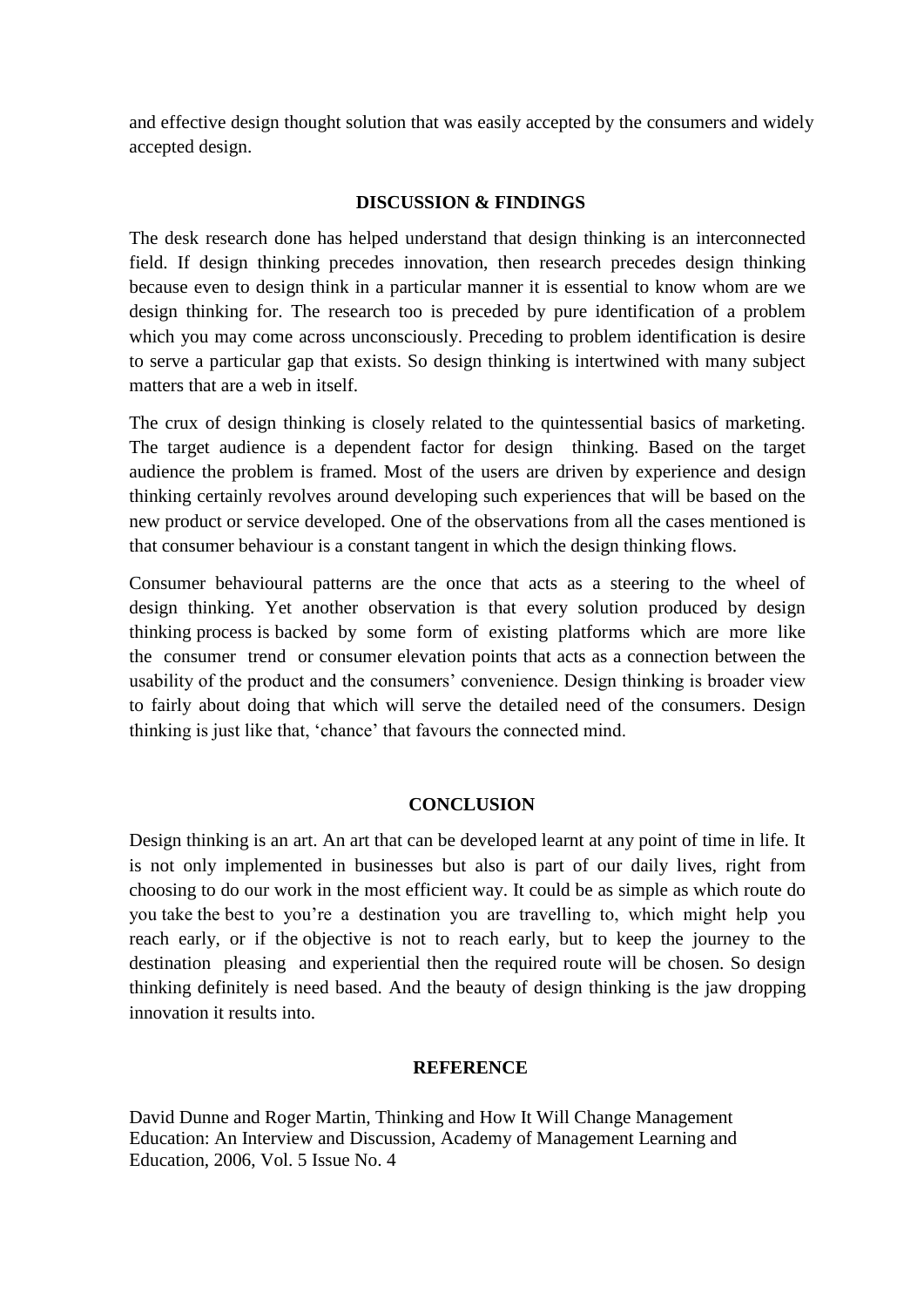and effective design thought solution that was easily accepted by the consumers and widely accepted design.

## DISCUSSION & FINDINGS

The desk research done has helped understand that design thinking is an interconnected field. If design thinking precedes innovation, then research precedes design thinking because even to design think in a particular manner it is essential to know whom are we design thinking for. The research too is preceded by pure identification of a problem which you may come across unconsciously. Preceding to problem identification is desire to serve a particular gap that exists. So design thinking is intertwined with many subject matters that are a web in itself.

The crux of design thinking is closely related to the quintessential basics of marketing. The target audience is a dependent factor for design thinking. Based on the target audience the problem is framed. Most of the users are driven by experience and design thinking certainly revolves around developing such experiences that will be based on the new product or service developed. One of the observations from all the cases mentioned is that consumer behaviour is a constant tangent in which the design thinking flows.

Consumer behavioural patterns are the once that acts as a steering to the wheel of design thinking. Yet another observation is that every solution produced by design thinking process is backed by some form of existing platforms which are more like the consumer trend or consumer elevation points that acts as a connection between the usability of the product and the consumers' convenience. Design thinking is broader view to fairly about doing that which will serve the detailed need of the consumers. Design thinking is just like that, 'chance' that favours the connected mind.

## CONCLUSION

Design thinking is an art. An art that can be developed learnt at any point of time in life. It is not only implemented in businesses but also is part of our daily lives, right from choosing to do our work in the most efficient way. It could be as simple as which route do you take the best to you're a destination you are travelling to, which might help you reach early, or if the objective is not to reach early, but to keep the journey to the destination pleasing and experiential then the required route will be chosen. So design thinking definitely is need based. And the beauty of design thinking is the jaw dropping innovation it results into.

## REFERENCE

David Dunne and Roger Martin, Thinking and How It Will Change Management Education: An Interview and Discussion, Academy of Management Learning and Education, 2006, Vol. 5 Issue No. 4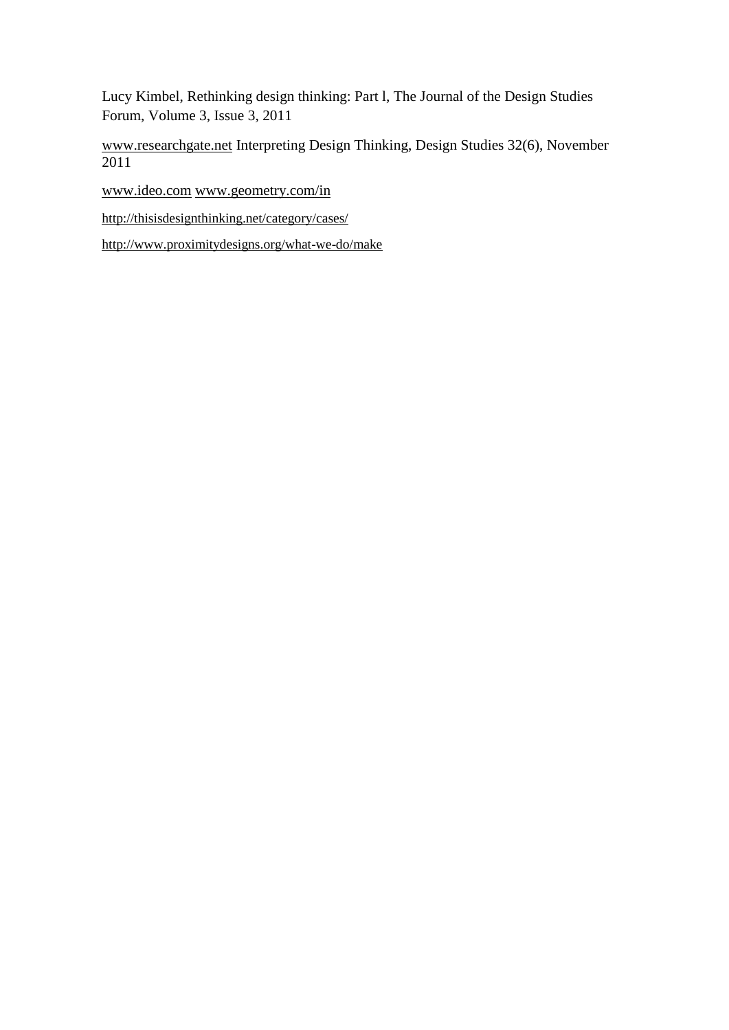Lucy Kimbel, Rethinking design thinking: Part l, The Journal of the Design Studies Forum, Volume 3, Issue 3, 2011

www.researchgate.net Interpreting Design Thinking, Design Studies 32(6), November 2011

www.ideo.com www.geometry.com/in

http://thisisdesignthinking.net/category/cases/

http://www.proximitydesigns.org/what-we-do/make